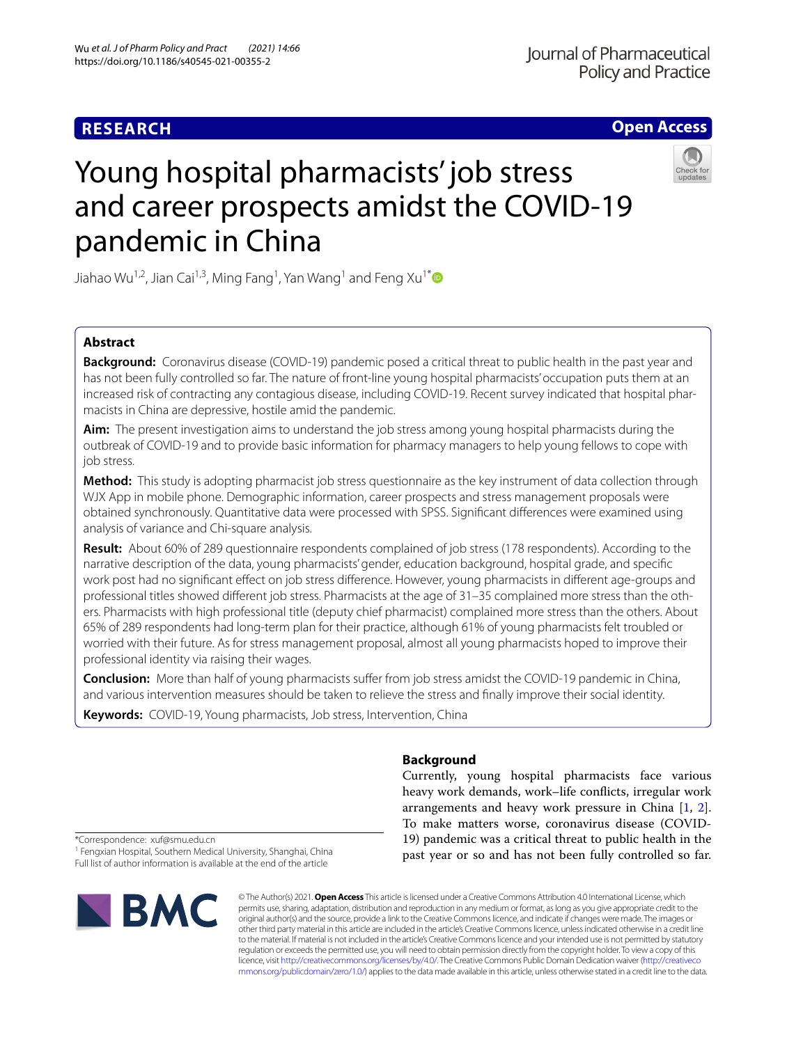RESEARCH

Open Access

# Young hospital pharmacists' job stress and career prospects amidst the COVID-19 pandemic in China

Jiahao Wu[1,2], Jian Cai[1,3], Ming Fang[1], Yan Wang[1] and Feng Xu[1*]

## Abstract

**Background:** Coronavirus disease (COVID-19) pandemic posed a critical threat to public health in the past year and has not been fully controlled so far. The nature of front-line young hospital pharmacists' occupation puts them at an increased risk of contracting any contagious disease, including COVID-19. Recent survey indicated that hospital pharmacists in China are depressive, hostile amid the pandemic.

**Aim:** The present investigation aims to understand the job stress among young hospital pharmacists during the outbreak of COVID-19 and to provide basic information for pharmacy managers to help young fellows to cope with job stress.

**Method:** This study is adopting pharmacist job stress questionnaire as the key instrument of data collection through WJX App in mobile phone. Demographic information, career prospects and stress management proposals were obtained synchronously. Quantitative data were processed with SPSS. Significant differences were examined using analysis of variance and Chi-square analysis.

**Result:** About 60% of 289 questionnaire respondents complained of job stress (178 respondents). According to the narrative description of the data, young pharmacists' gender, education background, hospital grade, and specific work post had no significant effect on job stress difference. However, young pharmacists in different age-groups and professional titles showed different job stress. Pharmacists at the age of 31–35 complained more stress than the others. Pharmacists with high professional title (deputy chief pharmacist) complained more stress than the others. About 65% of 289 respondents had long-term plan for their practice, although 61% of young pharmacists felt troubled or worried with their future. As for stress management proposal, almost all young pharmacists hoped to improve their professional identity via raising their wages.

**Conclusion:** More than half of young pharmacists suffer from job stress amidst the COVID-19 pandemic in China, and various intervention measures should be taken to relieve the stress and finally improve their social identity.

**Keywords:** COVID-19, Young pharmacists, Job stress, Intervention, China

## Background

Currently, young hospital pharmacists face various heavy work demands, work–life conflicts, irregular work arrangements and heavy work pressure in China [1, 2]. To make matters worse, coronavirus disease (COVID-19) pandemic was a critical threat to public health in the past year or so and has not been fully controlled so far.

*Correspondence: xuf@smu.edu.cn

[1] Fengxian Hospital, Southern Medical University, Shanghai, China

Full list of author information is available at the end of the article

© The Author(s) 2021. **Open Access** This article is licensed under a Creative Commons Attribution 4.0 International License, which permits use, sharing, adaptation, distribution and reproduction in any medium or format, as long as you give appropriate credit to the original author(s) and the source, provide a link to the Creative Commons licence, and indicate if changes were made. The images or other third party material in this article are included in the article's Creative Commons licence, unless indicated otherwise in a credit line to the material. If material is not included in the article's Creative Commons licence and your intended use is not permitted by statutory regulation or exceeds the permitted use, you will need to obtain permission directly from the copyright holder. To view a copy of this licence, visit http://creativecommons.org/licenses/by/4.0/. The Creative Commons Public Domain Dedication waiver (http://creativecommons.org/publicdomain/zero/1.0/) applies to the data made available in this article, unless otherwise stated in a credit line to the data.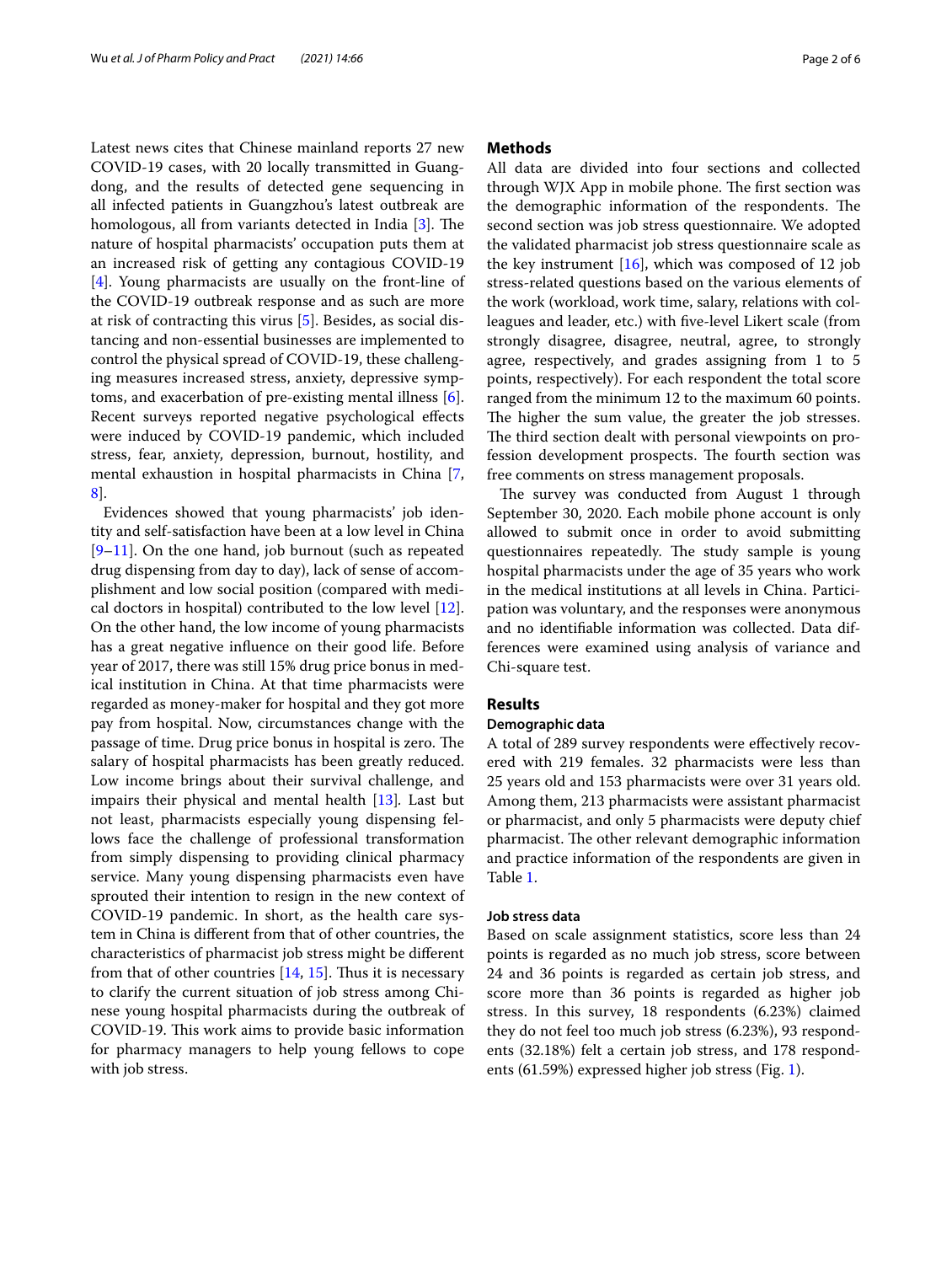Latest news cites that Chinese mainland reports 27 new COVID-19 cases, with 20 locally transmitted in Guangdong, and the results of detected gene sequencing in all infected patients in Guangzhou's latest outbreak are homologous, all from variants detected in India [3]. The nature of hospital pharmacists' occupation puts them at an increased risk of getting any contagious COVID-19 [4]. Young pharmacists are usually on the front-line of the COVID-19 outbreak response and as such are more at risk of contracting this virus [5]. Besides, as social distancing and non-essential businesses are implemented to control the physical spread of COVID-19, these challenging measures increased stress, anxiety, depressive symptoms, and exacerbation of pre-existing mental illness [6]. Recent surveys reported negative psychological effects were induced by COVID-19 pandemic, which included stress, fear, anxiety, depression, burnout, hostility, and mental exhaustion in hospital pharmacists in China [7, 8].

Evidences showed that young pharmacists' job identity and self-satisfaction have been at a low level in China [9–11]. On the one hand, job burnout (such as repeated drug dispensing from day to day), lack of sense of accomplishment and low social position (compared with medical doctors in hospital) contributed to the low level [12]. On the other hand, the low income of young pharmacists has a great negative influence on their good life. Before year of 2017, there was still 15% drug price bonus in medical institution in China. At that time pharmacists were regarded as money-maker for hospital and they got more pay from hospital. Now, circumstances change with the passage of time. Drug price bonus in hospital is zero. The salary of hospital pharmacists has been greatly reduced. Low income brings about their survival challenge, and impairs their physical and mental health [13]. Last but not least, pharmacists especially young dispensing fellows face the challenge of professional transformation from simply dispensing to providing clinical pharmacy service. Many young dispensing pharmacists even have sprouted their intention to resign in the new context of COVID-19 pandemic. In short, as the health care system in China is different from that of other countries, the characteristics of pharmacist job stress might be different from that of other countries [14, 15]. Thus it is necessary to clarify the current situation of job stress among Chinese young hospital pharmacists during the outbreak of COVID-19. This work aims to provide basic information for pharmacy managers to help young fellows to cope with job stress.

## Methods

All data are divided into four sections and collected through WJX App in mobile phone. The first section was the demographic information of the respondents. The second section was job stress questionnaire. We adopted the validated pharmacist job stress questionnaire scale as the key instrument [16], which was composed of 12 job stress-related questions based on the various elements of the work (workload, work time, salary, relations with colleagues and leader, etc.) with five-level Likert scale (from strongly disagree, disagree, neutral, agree, to strongly agree, respectively, and grades assigning from 1 to 5 points, respectively). For each respondent the total score ranged from the minimum 12 to the maximum 60 points. The higher the sum value, the greater the job stresses. The third section dealt with personal viewpoints on profession development prospects. The fourth section was free comments on stress management proposals.

The survey was conducted from August 1 through September 30, 2020. Each mobile phone account is only allowed to submit once in order to avoid submitting questionnaires repeatedly. The study sample is young hospital pharmacists under the age of 35 years who work in the medical institutions at all levels in China. Participation was voluntary, and the responses were anonymous and no identifiable information was collected. Data differences were examined using analysis of variance and Chi-square test.

## Results

### Demographic data

A total of 289 survey respondents were effectively recovered with 219 females. 32 pharmacists were less than 25 years old and 153 pharmacists were over 31 years old. Among them, 213 pharmacists were assistant pharmacist or pharmacist, and only 5 pharmacists were deputy chief pharmacist. The other relevant demographic information and practice information of the respondents are given in Table 1.

### Job stress data

Based on scale assignment statistics, score less than 24 points is regarded as no much job stress, score between 24 and 36 points is regarded as certain job stress, and score more than 36 points is regarded as higher job stress. In this survey, 18 respondents (6.23%) claimed they do not feel too much job stress (6.23%), 93 respondents (32.18%) felt a certain job stress, and 178 respondents (61.59%) expressed higher job stress (Fig. 1).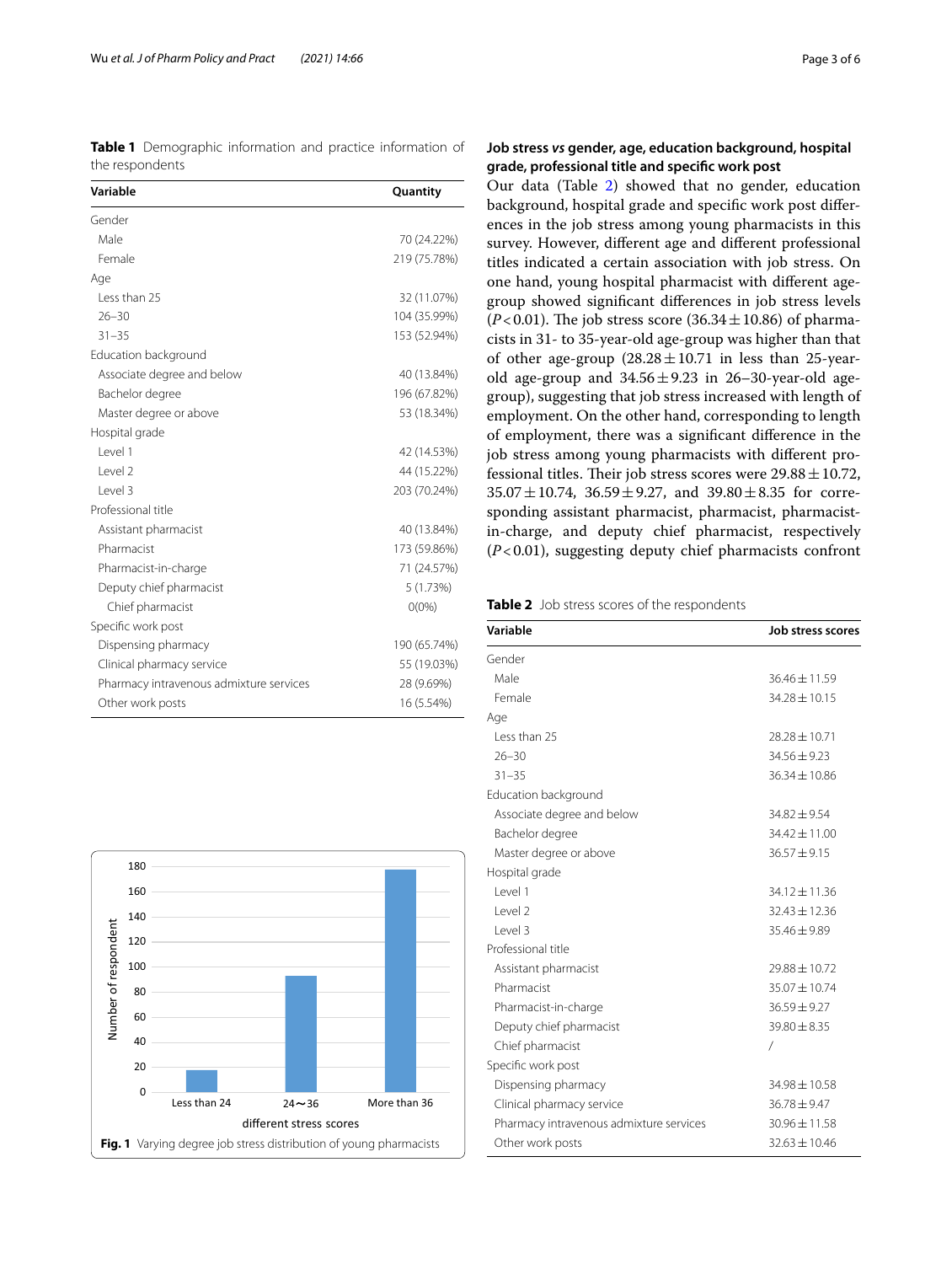**Table 1** Demographic information and practice information of the respondents

| Variable | Quantity |
|---|---|
| Gender | |
| Male | 70 (24.22%) |
| Female | 219 (75.78%) |
| Age | |
| Less than 25 | 32 (11.07%) |
| 26–30 | 104 (35.99%) |
| 31–35 | 153 (52.94%) |
| Education background | |
| Associate degree and below | 40 (13.84%) |
| Bachelor degree | 196 (67.82%) |
| Master degree or above | 53 (18.34%) |
| Hospital grade | |
| Level 1 | 42 (14.53%) |
| Level 2 | 44 (15.22%) |
| Level 3 | 203 (70.24%) |
| Professional title | |
| Assistant pharmacist | 40 (13.84%) |
| Pharmacist | 173 (59.86%) |
| Pharmacist-in-charge | 71 (24.57%) |
| Deputy chief pharmacist | 5 (1.73%) |
| Chief pharmacist | 0(0%) |
| Specific work post | |
| Dispensing pharmacy | 190 (65.74%) |
| Clinical pharmacy service | 55 (19.03%) |
| Pharmacy intravenous admixture services | 28 (9.69%) |
| Other work posts | 16 (5.54%) |

**Fig. 1** Varying degree job stress distribution of young pharmacists

### Job stress *vs* gender, age, education background, hospital grade, professional title and specific work post

Our data (Table 2) showed that no gender, education background, hospital grade and specific work post differences in the job stress among young pharmacists in this survey. However, different age and different professional titles indicated a certain association with job stress. On one hand, young hospital pharmacist with different age-group showed significant differences in job stress levels ($P<0.01$). The job stress score ($36.34 \pm 10.86$) of pharmacists in 31- to 35-year-old age-group was higher than that of other age-group ($28.28 \pm 10.71$ in less than 25-year-old age-group and $34.56 \pm 9.23$ in 26–30-year-old age-group), suggesting that job stress increased with length of employment. On the other hand, corresponding to length of employment, there was a significant difference in the job stress among young pharmacists with different professional titles. Their job stress scores were $29.88 \pm 10.72$, $35.07 \pm 10.74$, $36.59 \pm 9.27$, and $39.80 \pm 8.35$ for corresponding assistant pharmacist, pharmacist, pharmacist-in-charge, and deputy chief pharmacist, respectively ($P<0.01$), suggesting deputy chief pharmacists confront

**Table 2** Job stress scores of the respondents

| Variable | Job stress scores |
|---|---|
| Gender | |
| Male | 36.46 ± 11.59 |
| Female | 34.28 ± 10.15 |
| Age | |
| Less than 25 | 28.28 ± 10.71 |
| 26–30 | 34.56 ± 9.23 |
| 31–35 | 36.34 ± 10.86 |
| Education background | |
| Associate degree and below | 34.82 ± 9.54 |
| Bachelor degree | 34.42 ± 11.00 |
| Master degree or above | 36.57 ± 9.15 |
| Hospital grade | |
| Level 1 | 34.12 ± 11.36 |
| Level 2 | 32.43 ± 12.36 |
| Level 3 | 35.46 ± 9.89 |
| Professional title | |
| Assistant pharmacist | 29.88 ± 10.72 |
| Pharmacist | 35.07 ± 10.74 |
| Pharmacist-in-charge | 36.59 ± 9.27 |
| Deputy chief pharmacist | 39.80 ± 8.35 |
| Chief pharmacist | / |
| Specific work post | |
| Dispensing pharmacy | 34.98 ± 10.58 |
| Clinical pharmacy service | 36.78 ± 9.47 |
| Pharmacy intravenous admixture services | 30.96 ± 11.58 |
| Other work posts | 32.63 ± 10.46 |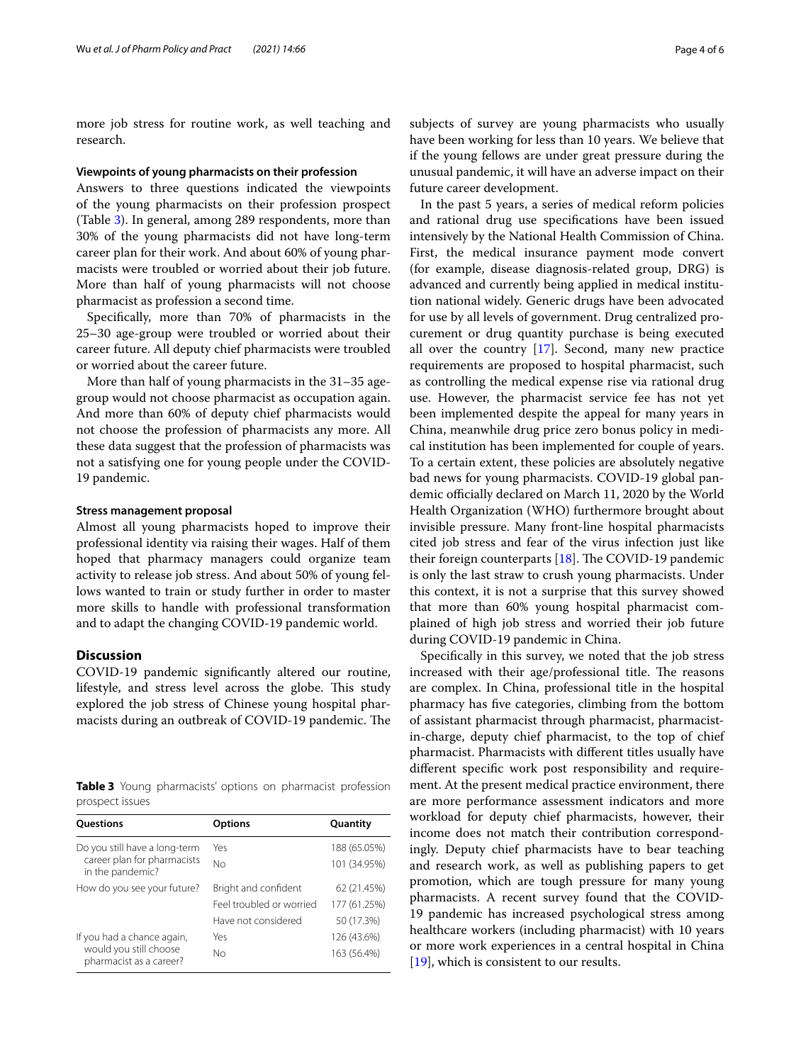more job stress for routine work, as well teaching and research.

### Viewpoints of young pharmacists on their profession

Answers to three questions indicated the viewpoints of the young pharmacists on their profession prospect (Table 3). In general, among 289 respondents, more than 30% of the young pharmacists did not have long-term career plan for their work. And about 60% of young pharmacists were troubled or worried about their job future. More than half of young pharmacists will not choose pharmacist as profession a second time.

Specifically, more than 70% of pharmacists in the 25–30 age-group were troubled or worried about their career future. All deputy chief pharmacists were troubled or worried about the career future.

More than half of young pharmacists in the 31–35 age-group would not choose pharmacist as occupation again. And more than 60% of deputy chief pharmacists would not choose the profession of pharmacists any more. All these data suggest that the profession of pharmacists was not a satisfying one for young people under the COVID-19 pandemic.

### Stress management proposal

Almost all young pharmacists hoped to improve their professional identity via raising their wages. Half of them hoped that pharmacy managers could organize team activity to release job stress. And about 50% of young fellows wanted to train or study further in order to master more skills to handle with professional transformation and to adapt the changing COVID-19 pandemic world.

## Discussion

COVID-19 pandemic significantly altered our routine, lifestyle, and stress level across the globe. This study explored the job stress of Chinese young hospital pharmacists during an outbreak of COVID-19 pandemic. The subjects of survey are young pharmacists who usually have been working for less than 10 years. We believe that if the young fellows are under great pressure during the unusual pandemic, it will have an adverse impact on their future career development.

In the past 5 years, a series of medical reform policies and rational drug use specifications have been issued intensively by the National Health Commission of China. First, the medical insurance payment mode convert (for example, disease diagnosis-related group, DRG) is advanced and currently being applied in medical institution national widely. Generic drugs have been advocated for use by all levels of government. Drug centralized procurement or drug quantity purchase is being executed all over the country [17]. Second, many new practice requirements are proposed to hospital pharmacist, such as controlling the medical expense rise via rational drug use. However, the pharmacist service fee has not yet been implemented despite the appeal for many years in China, meanwhile drug price zero bonus policy in medical institution has been implemented for couple of years. To a certain extent, these policies are absolutely negative bad news for young pharmacists. COVID-19 global pandemic officially declared on March 11, 2020 by the World Health Organization (WHO) furthermore brought about invisible pressure. Many front-line hospital pharmacists cited job stress and fear of the virus infection just like their foreign counterparts [18]. The COVID-19 pandemic is only the last straw to crush young pharmacists. Under this context, it is not a surprise that this survey showed that more than 60% young hospital pharmacist complained of high job stress and worried their job future during COVID-19 pandemic in China.

Specifically in this survey, we noted that the job stress increased with their age/professional title. The reasons are complex. In China, professional title in the hospital pharmacy has five categories, climbing from the bottom of assistant pharmacist through pharmacist, pharmacist-in-charge, deputy chief pharmacist, to the top of chief pharmacist. Pharmacists with different titles usually have different specific work post responsibility and requirement. At the present medical practice environment, there are more performance assessment indicators and more workload for deputy chief pharmacists, however, their income does not match their contribution correspondingly. Deputy chief pharmacists have to bear teaching and research work, as well as publishing papers to get promotion, which are tough pressure for many young pharmacists. A recent survey found that the COVID-19 pandemic has increased psychological stress among healthcare workers (including pharmacist) with 10 years or more work experiences in a central hospital in China [19], which is consistent to our results.

**Table 3** Young pharmacists' options on pharmacist profession prospect issues

| Questions | Options | Quantity |
|---|---|---|
| Do you still have a long-term career plan for pharmacists in the pandemic? | Yes | 188 (65.05%) |
| | No | 101 (34.95%) |
| How do you see your future? | Bright and confident | 62 (21.45%) |
| | Feel troubled or worried | 177 (61.25%) |
| | Have not considered | 50 (17.3%) |
| If you had a chance again, would you still choose pharmacist as a career? | Yes | 126 (43.6%) |
| | No | 163 (56.4%) |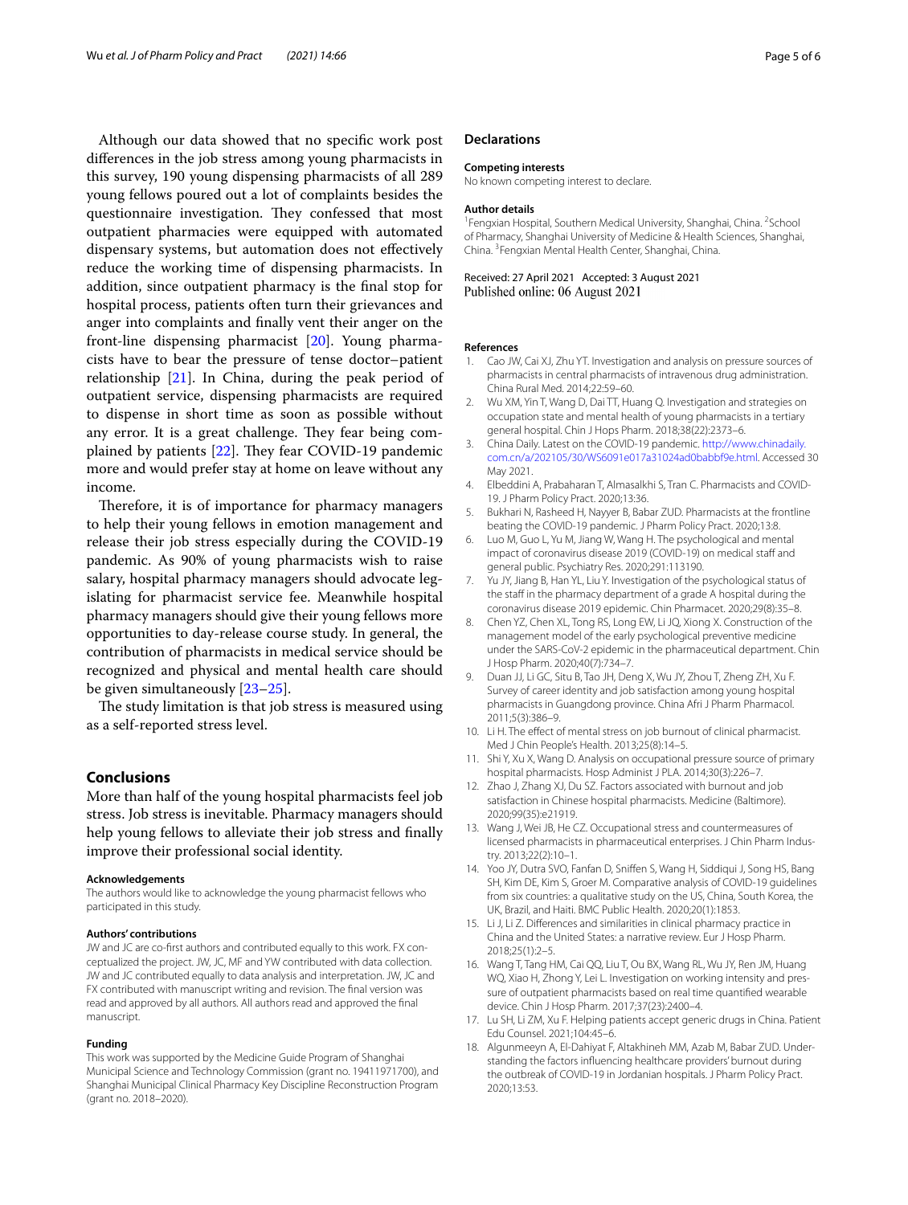Although our data showed that no specific work post differences in the job stress among young pharmacists in this survey, 190 young dispensing pharmacists of all 289 young fellows poured out a lot of complaints besides the questionnaire investigation. They confessed that most outpatient pharmacies were equipped with automated dispensary systems, but automation does not effectively reduce the working time of dispensing pharmacists. In addition, since outpatient pharmacy is the final stop for hospital process, patients often turn their grievances and anger into complaints and finally vent their anger on the front-line dispensing pharmacist [20]. Young pharmacists have to bear the pressure of tense doctor–patient relationship [21]. In China, during the peak period of outpatient service, dispensing pharmacists are required to dispense in short time as soon as possible without any error. It is a great challenge. They fear being complained by patients [22]. They fear COVID-19 pandemic more and would prefer stay at home on leave without any income.

Therefore, it is of importance for pharmacy managers to help their young fellows in emotion management and release their job stress especially during the COVID-19 pandemic. As 90% of young pharmacists wish to raise salary, hospital pharmacy managers should advocate legislating for pharmacist service fee. Meanwhile hospital pharmacy managers should give their young fellows more opportunities to day-release course study. In general, the contribution of pharmacists in medical service should be recognized and physical and mental health care should be given simultaneously [23–25].

The study limitation is that job stress is measured using as a self-reported stress level.

## Conclusions

More than half of the young hospital pharmacists feel job stress. Job stress is inevitable. Pharmacy managers should help young fellows to alleviate their job stress and finally improve their professional social identity.

#### Acknowledgements

The authors would like to acknowledge the young pharmacist fellows who participated in this study.

#### Authors' contributions

JW and JC are co-first authors and contributed equally to this work. FX conceptualized the project. JW, JC, MF and YW contributed with data collection. JW and JC contributed equally to data analysis and interpretation. JW, JC and FX contributed with manuscript writing and revision. The final version was read and approved by all authors. All authors read and approved the final manuscript.

#### Funding

This work was supported by the Medicine Guide Program of Shanghai Municipal Science and Technology Commission (grant no. 19411971700), and Shanghai Municipal Clinical Pharmacy Key Discipline Reconstruction Program (grant no. 2018–2020).

## Declarations

#### Competing interests

No known competing interest to declare.

#### Author details

[1]Fengxian Hospital, Southern Medical University, Shanghai, China. [2]School of Pharmacy, Shanghai University of Medicine & Health Sciences, Shanghai, China. [3]Fengxian Mental Health Center, Shanghai, China.

Received: 27 April 2021 Accepted: 3 August 2021
Published online: 06 August 2021

#### References

1. Cao JW, Cai XJ, Zhu YT. Investigation and analysis on pressure sources of pharmacists in central pharmacists of intravenous drug administration. China Rural Med. 2014;22:59–60.
2. Wu XM, Yin T, Wang D, Dai TT, Huang Q. Investigation and strategies on occupation state and mental health of young pharmacists in a tertiary general hospital. Chin J Hops Pharm. 2018;38(22):2373–6.
3. China Daily. Latest on the COVID-19 pandemic. http://www.chinadaily.com.cn/a/202105/30/WS6091e017a31024ad0babbf9e.html. Accessed 30 May 2021.
4. Elbeddini A, Prabaharan T, Almasalkhi S, Tran C. Pharmacists and COVID-19. J Pharm Policy Pract. 2020;13:36.
5. Bukhari N, Rasheed H, Nayyer B, Babar ZUD. Pharmacists at the frontline beating the COVID-19 pandemic. J Pharm Policy Pract. 2020;13:8.
6. Luo M, Guo L, Yu M, Jiang W, Wang H. The psychological and mental impact of coronavirus disease 2019 (COVID-19) on medical staff and general public. Psychiatry Res. 2020;291:113190.
7. Yu JY, Jiang B, Han YL, Liu Y. Investigation of the psychological status of the staff in the pharmacy department of a grade A hospital during the coronavirus disease 2019 epidemic. Chin Pharmacet. 2020;29(8):35–8.
8. Chen YZ, Chen XL, Tong RS, Long EW, Li JQ, Xiong X. Construction of the management model of the early psychological preventive medicine under the SARS-CoV-2 epidemic in the pharmaceutical department. Chin J Hosp Pharm. 2020;40(7):734–7.
9. Duan JJ, Li GC, Situ B, Tao JH, Deng X, Wu JY, Zhou T, Zheng ZH, Xu F. Survey of career identity and job satisfaction among young hospital pharmacists in Guangdong province. China Afri J Pharm Pharmacol. 2011;5(3):386–9.
10. Li H. The effect of mental stress on job burnout of clinical pharmacist. Med J Chin People's Health. 2013;25(8):14–5.
11. Shi Y, Xu X, Wang D. Analysis on occupational pressure source of primary hospital pharmacists. Hosp Administ J PLA. 2014;30(3):226–7.
12. Zhao J, Zhang XJ, Du SZ. Factors associated with burnout and job satisfaction in Chinese hospital pharmacists. Medicine (Baltimore). 2020;99(35):e21919.
13. Wang J, Wei JB, He CZ. Occupational stress and countermeasures of licensed pharmacists in pharmaceutical enterprises. J Chin Pharm Industry. 2013;22(2):10–1.
14. Yoo JY, Dutra SVO, Fanfan D, Sniffen S, Wang H, Siddiqui J, Song HS, Bang SH, Kim DE, Kim S, Groer M. Comparative analysis of COVID-19 guidelines from six countries: a qualitative study on the US, China, South Korea, the UK, Brazil, and Haiti. BMC Public Health. 2020;20(1):1853.
15. Li J, Li Z. Differences and similarities in clinical pharmacy practice in China and the United States: a narrative review. Eur J Hosp Pharm. 2018;25(1):2–5.
16. Wang T, Tang HM, Cai QQ, Liu T, Ou BX, Wang RL, Wu JY, Ren JM, Huang WQ, Xiao H, Zhong Y, Lei L. Investigation on working intensity and pressure of outpatient pharmacists based on real time quantified wearable device. Chin J Hosp Pharm. 2017;37(23):2400–4.
17. Lu SH, Li ZM, Xu F. Helping patients accept generic drugs in China. Patient Edu Counsel. 2021;104:45–6.
18. Alqunmeeyn A, El-Dahiyat F, Altakhineh MM, Azab M, Babar ZUD. Understanding the factors influencing healthcare providers' burnout during the outbreak of COVID-19 in Jordanian hospitals. J Pharm Policy Pract. 2020;13:53.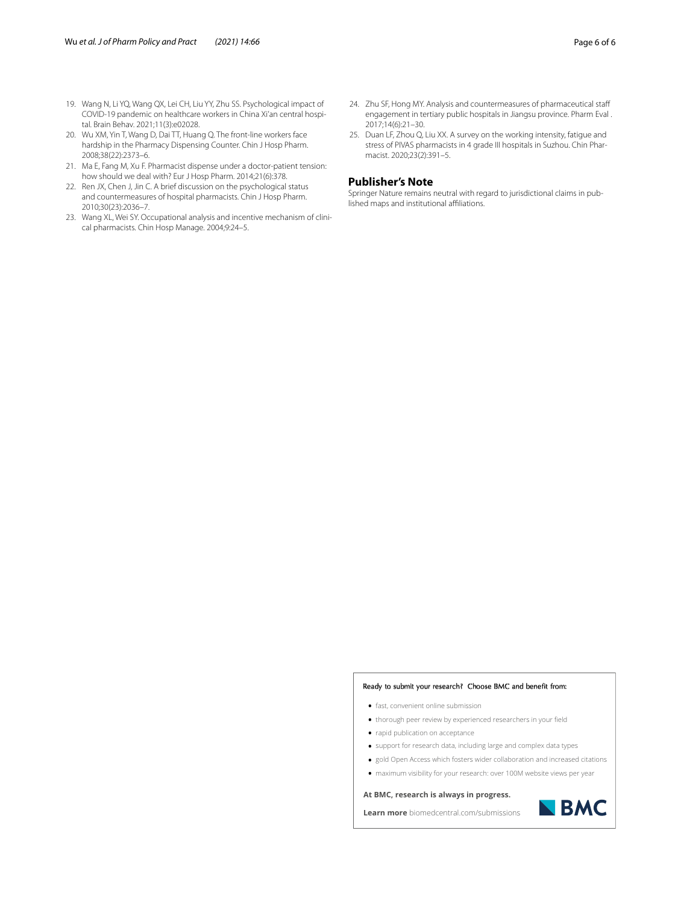19. Wang N, Li YQ, Wang QX, Lei CH, Liu YY, Zhu SS. Psychological impact of COVID-19 pandemic on healthcare workers in China Xi'an central hospital. Brain Behav. 2021;11(3):e02028.
20. Wu XM, Yin T, Wang D, Dai TT, Huang Q. The front-line workers face hardship in the Pharmacy Dispensing Counter. Chin J Hosp Pharm. 2008;38(22):2373–6.
21. Ma E, Fang M, Xu F. Pharmacist dispense under a doctor-patient tension: how should we deal with? Eur J Hosp Pharm. 2014;21(6):378.
22. Ren JX, Chen J, Jin C. A brief discussion on the psychological status and countermeasures of hospital pharmacists. Chin J Hosp Pharm. 2010;30(23):2036–7.
23. Wang XL, Wei SY. Occupational analysis and incentive mechanism of clinical pharmacists. Chin Hosp Manage. 2004;9:24–5.
24. Zhu SF, Hong MY. Analysis and countermeasures of pharmaceutical staff engagement in tertiary public hospitals in Jiangsu province. Pharm Eval . 2017;14(6):21–30.
25. Duan LF, Zhou Q, Liu XX. A survey on the working intensity, fatigue and stress of PIVAS pharmacists in 4 grade III hospitals in Suzhou. Chin Pharmacist. 2020;23(2):391–5.

## Publisher's Note

Springer Nature remains neutral with regard to jurisdictional claims in published maps and institutional affiliations.

Ready to submit your research? Choose BMC and benefit from:

- fast, convenient online submission
- thorough peer review by experienced researchers in your field
- rapid publication on acceptance
- support for research data, including large and complex data types
- gold Open Access which fosters wider collaboration and increased citations
- maximum visibility for your research: over 100M website views per year

**At BMC, research is always in progress.**

**Learn more** biomedcentral.com/submissions

BMC